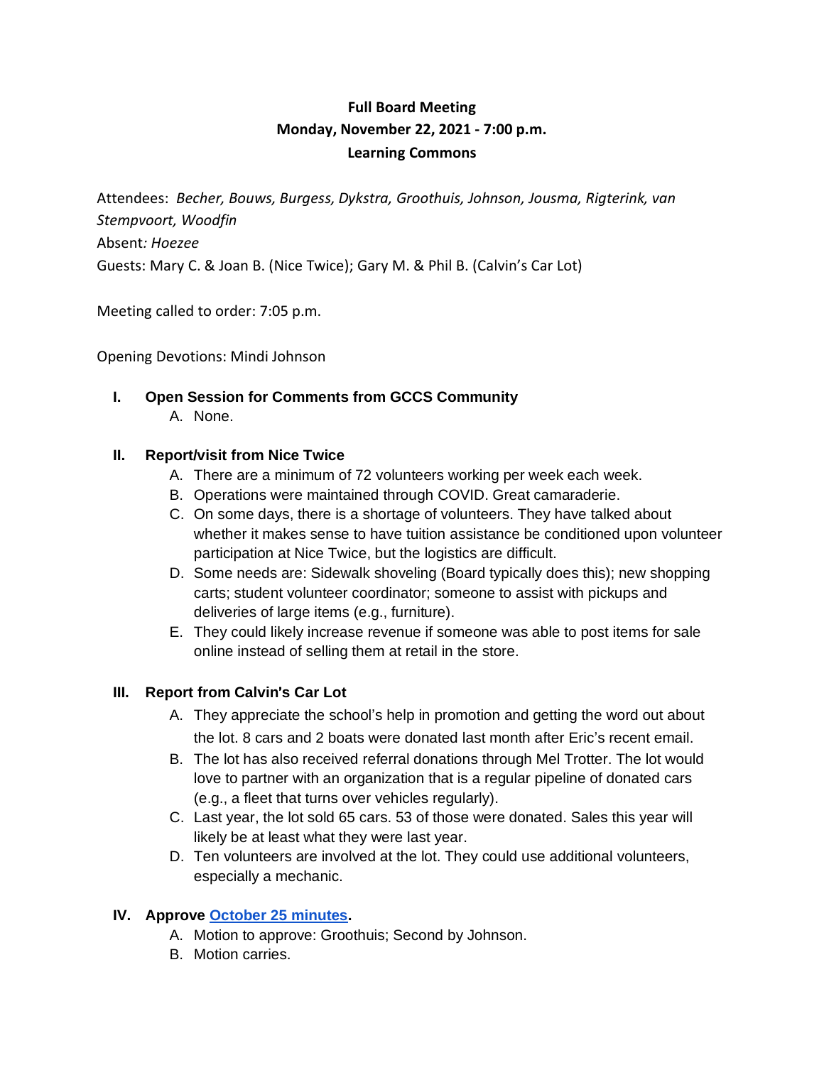**Full Board Meeting**
**Monday, November 22, 2021 - 7:00 p.m.**
**Learning Commons**

Attendees: *Becher, Bouws, Burgess, Dykstra, Groothuis, Johnson, Jousma, Rigterink, van Stempvoort, Woodfin*
Absent*: Hoezee*
Guests: Mary C. & Joan B. (Nice Twice); Gary M. & Phil B. (Calvin's Car Lot)

Meeting called to order: 7:05 p.m.

Opening Devotions: Mindi Johnson

## I. Open Session for Comments from GCCS Community

A. None.

## II. Report/visit from Nice Twice

A. There are a minimum of 72 volunteers working per week each week.
B. Operations were maintained through COVID. Great camaraderie.
C. On some days, there is a shortage of volunteers. They have talked about whether it makes sense to have tuition assistance be conditioned upon volunteer participation at Nice Twice, but the logistics are difficult.
D. Some needs are: Sidewalk shoveling (Board typically does this); new shopping carts; student volunteer coordinator; someone to assist with pickups and deliveries of large items (e.g., furniture).
E. They could likely increase revenue if someone was able to post items for sale online instead of selling them at retail in the store.

## III. Report from Calvin's Car Lot

A. They appreciate the school's help in promotion and getting the word out about the lot. 8 cars and 2 boats were donated last month after Eric's recent email.
B. The lot has also received referral donations through Mel Trotter. The lot would love to partner with an organization that is a regular pipeline of donated cars (e.g., a fleet that turns over vehicles regularly).
C. Last year, the lot sold 65 cars. 53 of those were donated. Sales this year will likely be at least what they were last year.
D. Ten volunteers are involved at the lot. They could use additional volunteers, especially a mechanic.

## IV. Approve October 25 minutes.

A. Motion to approve: Groothuis; Second by Johnson.
B. Motion carries.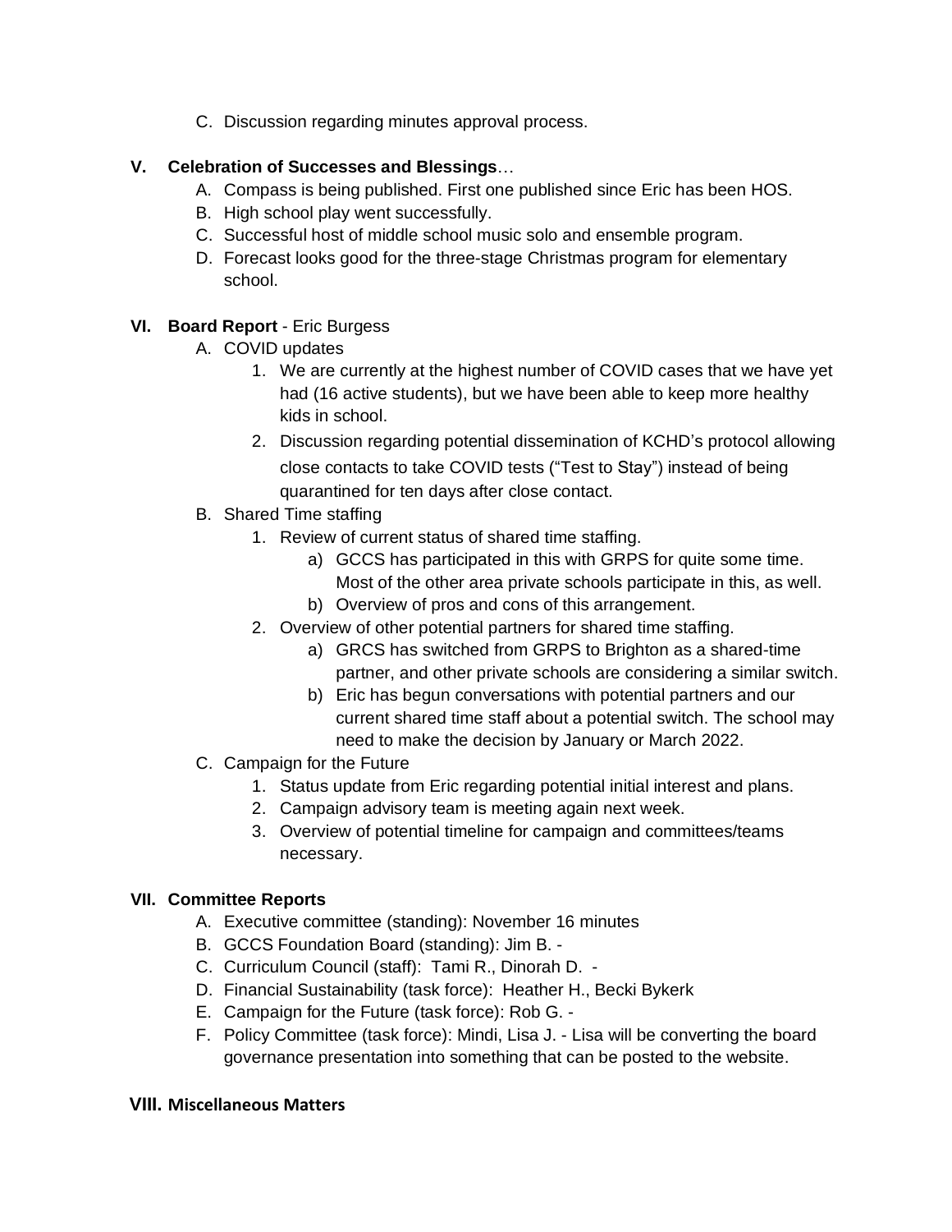C. Discussion regarding minutes approval process.

## V. **Celebration of Successes and Blessings**…

A. Compass is being published. First one published since Eric has been HOS.
B. High school play went successfully.
C. Successful host of middle school music solo and ensemble program.
D. Forecast looks good for the three-stage Christmas program for elementary school.

## VI. **Board Report** - Eric Burgess

A. COVID updates
   1. We are currently at the highest number of COVID cases that we have yet had (16 active students), but we have been able to keep more healthy kids in school.
   2. Discussion regarding potential dissemination of KCHD's protocol allowing close contacts to take COVID tests ("Test to Stay") instead of being quarantined for ten days after close contact.

B. Shared Time staffing
   1. Review of current status of shared time staffing.
      a) GCCS has participated in this with GRPS for quite some time. Most of the other area private schools participate in this, as well.
      b) Overview of pros and cons of this arrangement.
   2. Overview of other potential partners for shared time staffing.
      a) GRCS has switched from GRPS to Brighton as a shared-time partner, and other private schools are considering a similar switch.
      b) Eric has begun conversations with potential partners and our current shared time staff about a potential switch. The school may need to make the decision by January or March 2022.

C. Campaign for the Future
   1. Status update from Eric regarding potential initial interest and plans.
   2. Campaign advisory team is meeting again next week.
   3. Overview of potential timeline for campaign and committees/teams necessary.

## VII. **Committee Reports**

A. Executive committee (standing): November 16 minutes
B. GCCS Foundation Board (standing): Jim B. -
C. Curriculum Council (staff): Tami R., Dinorah D. -
D. Financial Sustainability (task force): Heather H., Becki Bykerk
E. Campaign for the Future (task force): Rob G. -
F. Policy Committee (task force): Mindi, Lisa J. - Lisa will be converting the board governance presentation into something that can be posted to the website.

## VIII. **Miscellaneous Matters**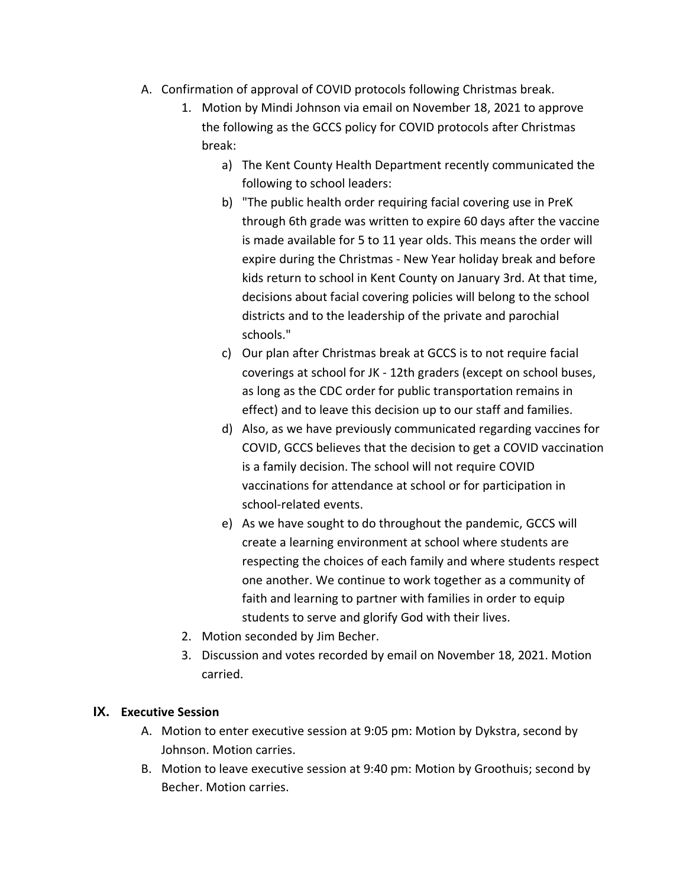A. Confirmation of approval of COVID protocols following Christmas break.
    1. Motion by Mindi Johnson via email on November 18, 2021 to approve the following as the GCCS policy for COVID protocols after Christmas break:
        a) The Kent County Health Department recently communicated the following to school leaders:
        b) "The public health order requiring facial covering use in PreK through 6th grade was written to expire 60 days after the vaccine is made available for 5 to 11 year olds. This means the order will expire during the Christmas - New Year holiday break and before kids return to school in Kent County on January 3rd. At that time, decisions about facial covering policies will belong to the school districts and to the leadership of the private and parochial schools."
        c) Our plan after Christmas break at GCCS is to not require facial coverings at school for JK - 12th graders (except on school buses, as long as the CDC order for public transportation remains in effect) and to leave this decision up to our staff and families.
        d) Also, as we have previously communicated regarding vaccines for COVID, GCCS believes that the decision to get a COVID vaccination is a family decision. The school will not require COVID vaccinations for attendance at school or for participation in school-related events.
        e) As we have sought to do throughout the pandemic, GCCS will create a learning environment at school where students are respecting the choices of each family and where students respect one another. We continue to work together as a community of faith and learning to partner with families in order to equip students to serve and glorify God with their lives.
    2. Motion seconded by Jim Becher.
    3. Discussion and votes recorded by email on November 18, 2021. Motion carried.

## IX. Executive Session

A. Motion to enter executive session at 9:05 pm: Motion by Dykstra, second by Johnson. Motion carries.

B. Motion to leave executive session at 9:40 pm: Motion by Groothuis; second by Becher. Motion carries.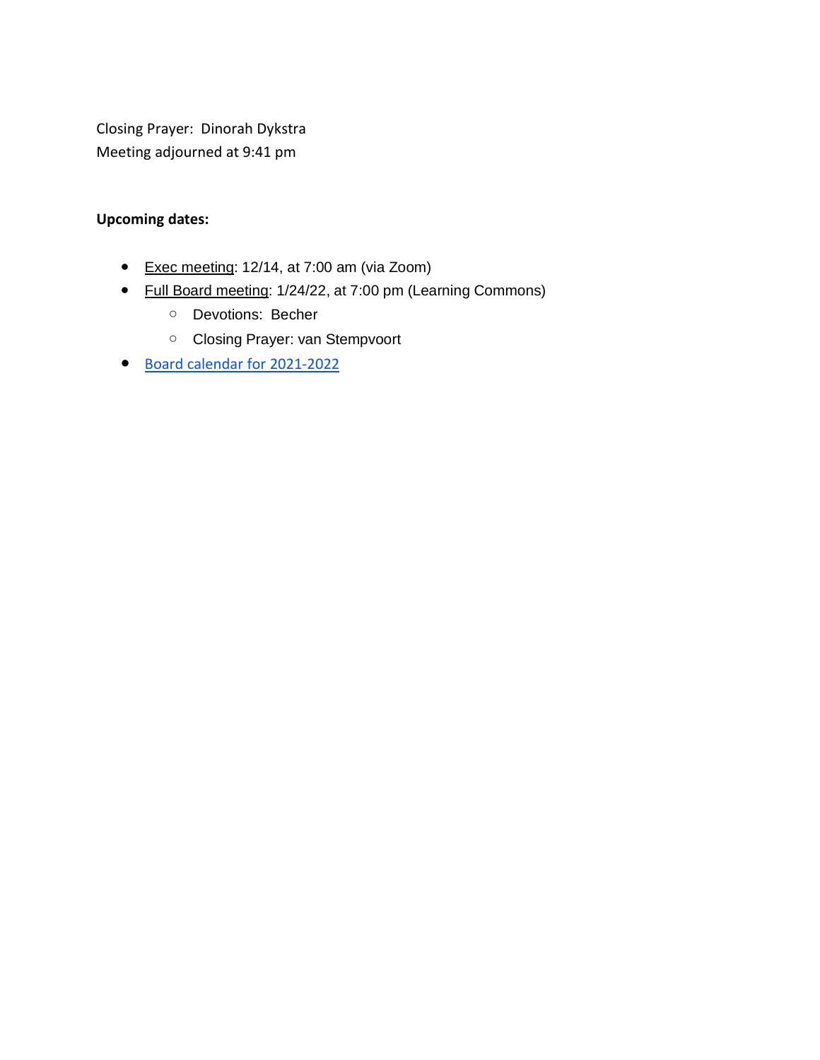Closing Prayer:  Dinorah Dykstra
Meeting adjourned at 9:41 pm

**Upcoming dates:**

- Exec meeting: 12/14, at 7:00 am (via Zoom)
- Full Board meeting: 1/24/22, at 7:00 pm (Learning Commons)
  - Devotions:  Becher
  - Closing Prayer: van Stempvoort
- Board calendar for 2021-2022